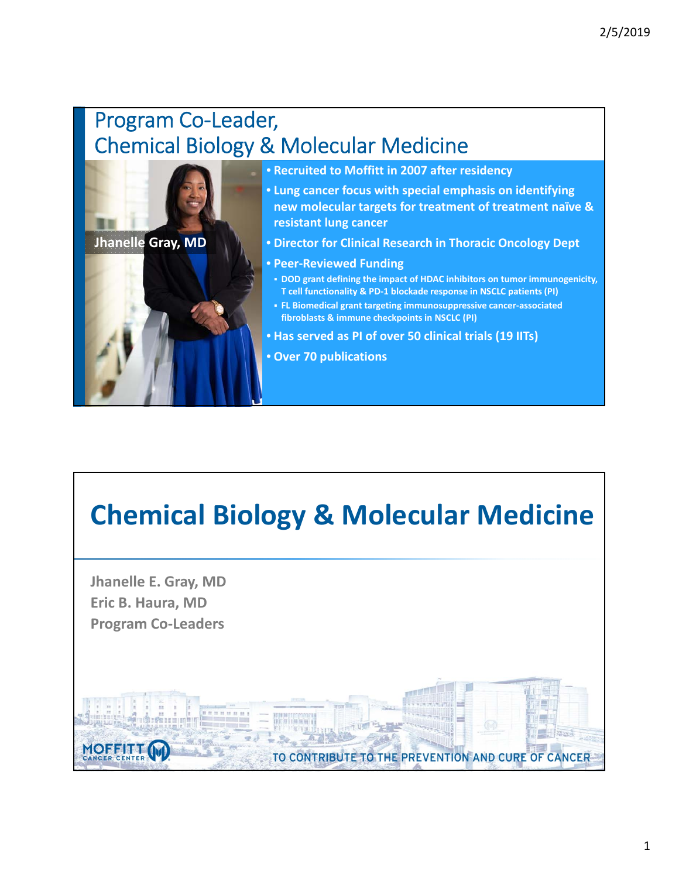# Program Co-Leader, Chemical Biology & Molecular Medicine

**Jhanelle Gray, MD**

- **Recruited to Moffitt in 2007 after residency**
- **Lung cancer focus with special emphasis on identifying new molecular targets for treatment of treatment naïve & resistant lung cancer**
- **Director for Clinical Research in Thoracic Oncology Dept**
- **Peer-Reviewed Funding**
  - **DOD grant defining the impact of HDAC inhibitors on tumor immunogenicity, T cell functionality & PD-1 blockade response in NSCLC patients (PI)**
  - **FL Biomedical grant targeting immunosuppressive cancer-associated fibroblasts & immune checkpoints in NSCLC (PI)**
- **Has served as PI of over 50 clinical trials (19 IITs)**
- **Over 70 publications**

# Chemical Biology & Molecular Medicine

**Jhanelle E. Gray, MD**
**Eric B. Haura, MD**
**Program Co-Leaders**

MOFFITT CANCER CENTER

TO CONTRIBUTE TO THE PREVENTION AND CURE OF CANCER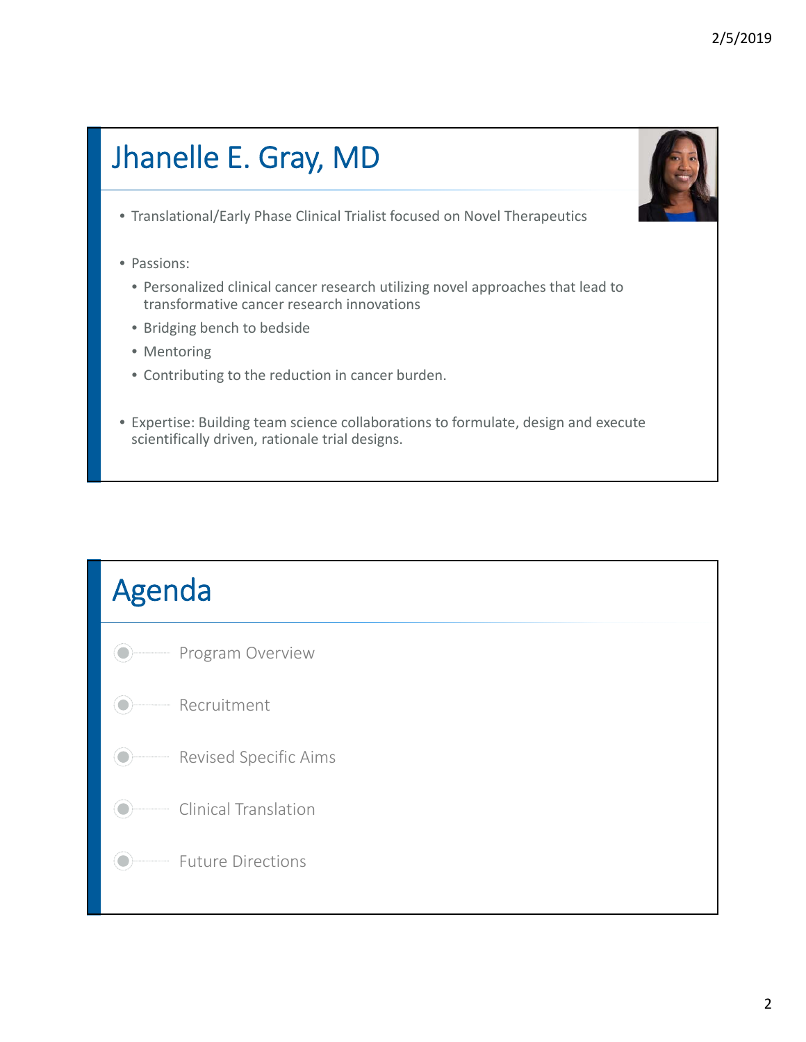## Jhanelle E. Gray, MD

- Translational/Early Phase Clinical Trialist focused on Novel Therapeutics

- Passions:
  - Personalized clinical cancer research utilizing novel approaches that lead to transformative cancer research innovations
  - Bridging bench to bedside
  - Mentoring
  - Contributing to the reduction in cancer burden.

- Expertise: Building team science collaborations to formulate, design and execute scientifically driven, rationale trial designs.

## Agenda

- Program Overview
- Recruitment
- Revised Specific Aims
- Clinical Translation
- Future Directions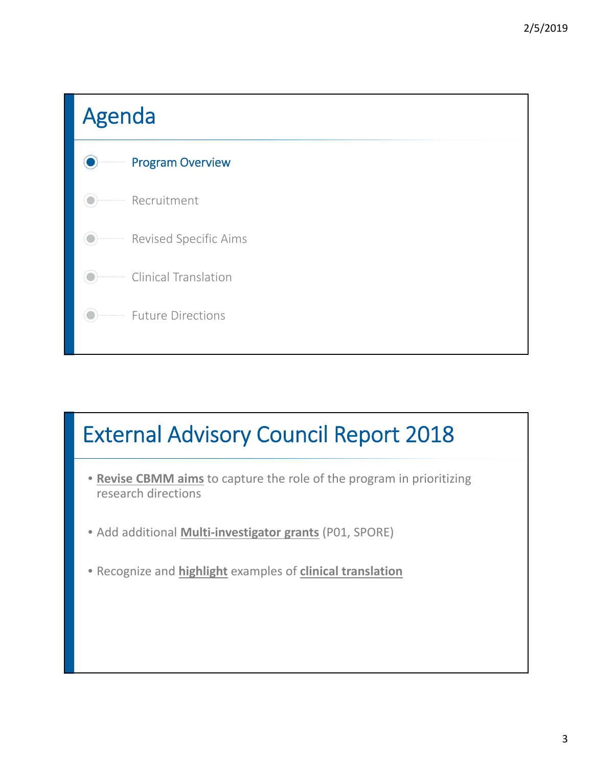# Agenda

- Program Overview
- Recruitment
- Revised Specific Aims
- Clinical Translation
- Future Directions

# External Advisory Council Report 2018

- **Revise CBMM aims** to capture the role of the program in prioritizing research directions
- Add additional **Multi-investigator grants** (P01, SPORE)
- Recognize and **highlight** examples of **clinical translation**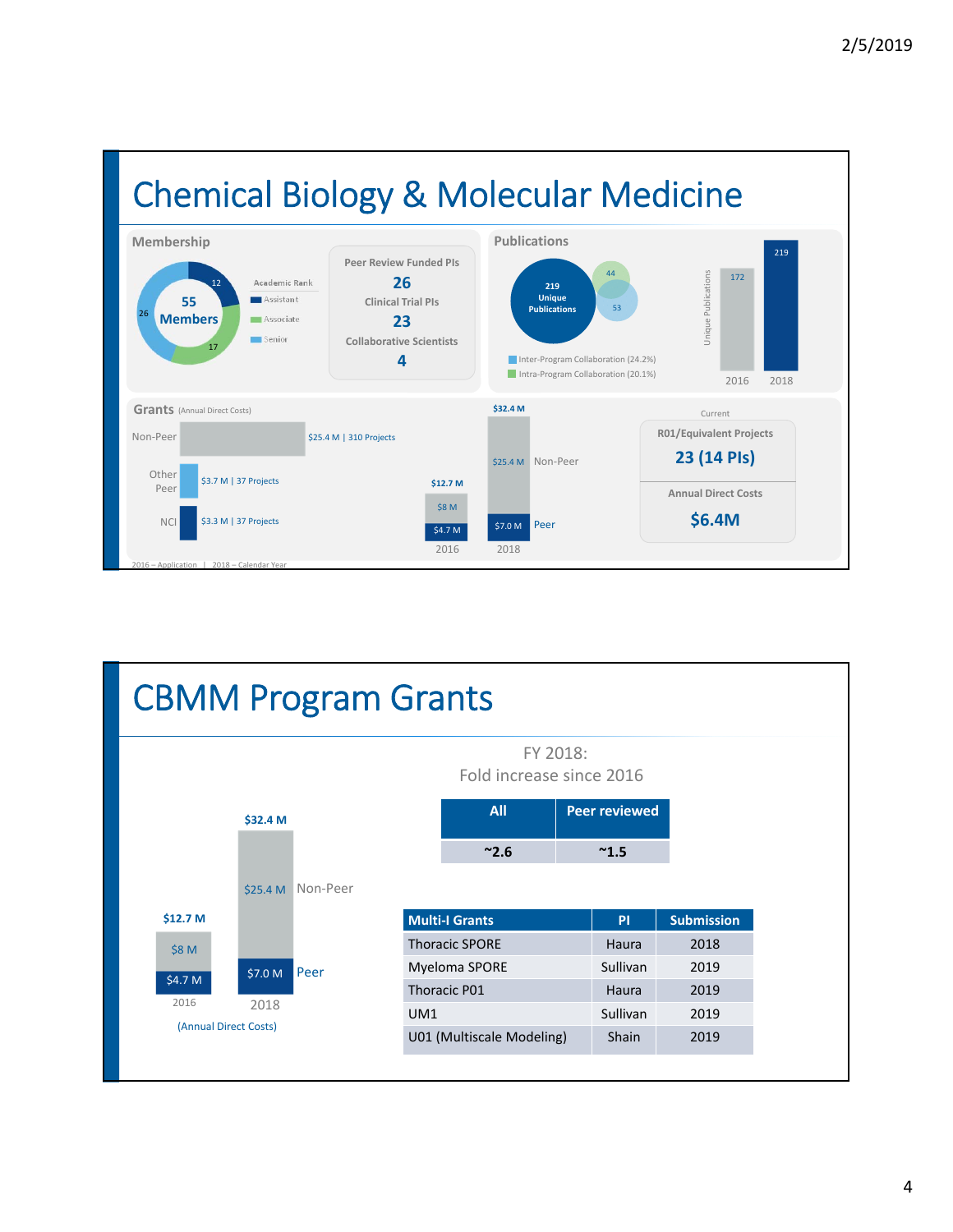# Chemical Biology & Molecular Medicine

## Membership

55 Members

Academic Rank
- Assistant: 12
- Associate: 17
- Senior: 26

Peer Review Funded PIs
**26**

Clinical Trial PIs
**23**

Collaborative Scientists
**4**

## Publications

219 Unique Publications

44 | 53

- Inter-Program Collaboration (24.2%)
- Intra-Program Collaboration (20.1%)

Unique Publications: 2016: 172; 2018: 219

## Grants (Annual Direct Costs)

- Non-Peer: $25.4 M | 310 Projects
- Other Peer: $3.7 M | 37 Projects
- NCI: $3.3 M | 37 Projects

| | 2016 | 2018 |
|---|---|---|
| Total | $12.7 M | $32.4 M |
| Non-Peer | $8 M | $25.4 M |
| Peer | $4.7 M | $7.0 M |

Current

R01/Equivalent Projects
**23 (14 PIs)**

Annual Direct Costs
**$6.4M**

2016 – Application | 2018 – Calendar Year

# CBMM Program Grants

| | 2016 | 2018 |
|---|---|---|
| Total | $12.7 M | $32.4 M |
| Non-Peer | $8 M | $25.4 M |
| Peer | $4.7 M | $7.0 M |

(Annual Direct Costs)

FY 2018:
Fold increase since 2016

| All | Peer reviewed |
|---|---|
| ~2.6 | ~1.5 |

| Multi-I Grants | PI | Submission |
|---|---|---|
| Thoracic SPORE | Haura | 2018 |
| Myeloma SPORE | Sullivan | 2019 |
| Thoracic P01 | Haura | 2019 |
| UM1 | Sullivan | 2019 |
| U01 (Multiscale Modeling) | Shain | 2019 |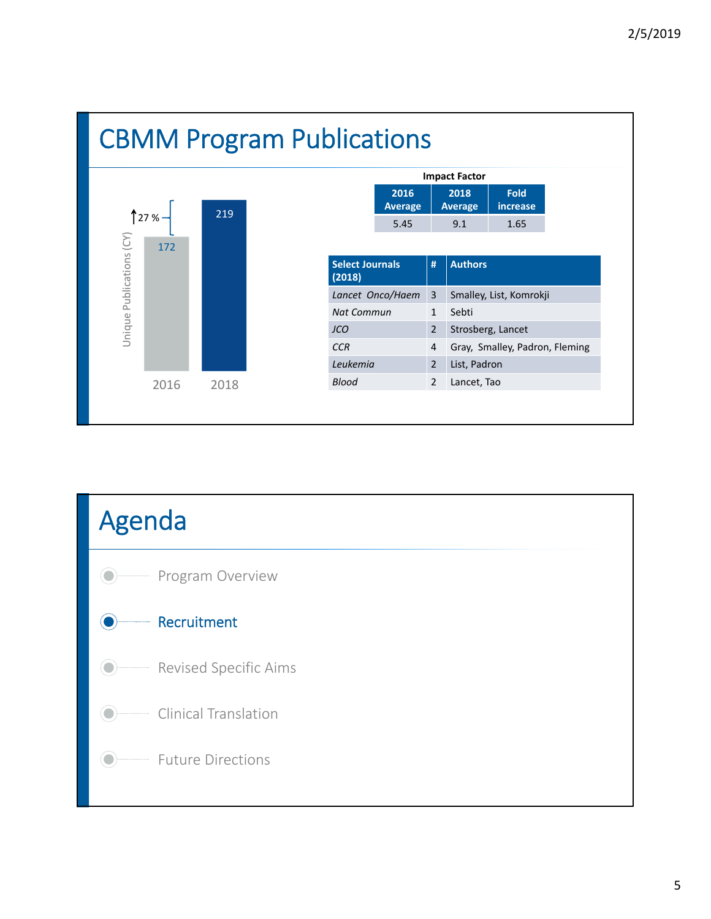# CBMM Program Publications

Unique Publications (CY)

| Year | Publications |
|---|---|
| 2016 | 172 |
| 2018 | 219 |

↑27 %

**Impact Factor**

| 2016 Average | 2018 Average | Fold increase |
|---|---|---|
| 5.45 | 9.1 | 1.65 |

| Select Journals (2018) | # | Authors |
|---|---|---|
| *Lancet Onco/Haem* | 3 | Smalley, List, Komrokji |
| *Nat Commun* | 1 | Sebti |
| *JCO* | 2 | Strosberg, Lancet |
| *CCR* | 4 | Gray, Smalley, Padron, Fleming |
| *Leukemia* | 2 | List, Padron |
| *Blood* | 2 | Lancet, Tao |

# Agenda

- Program Overview
- **Recruitment**
- Revised Specific Aims
- Clinical Translation
- Future Directions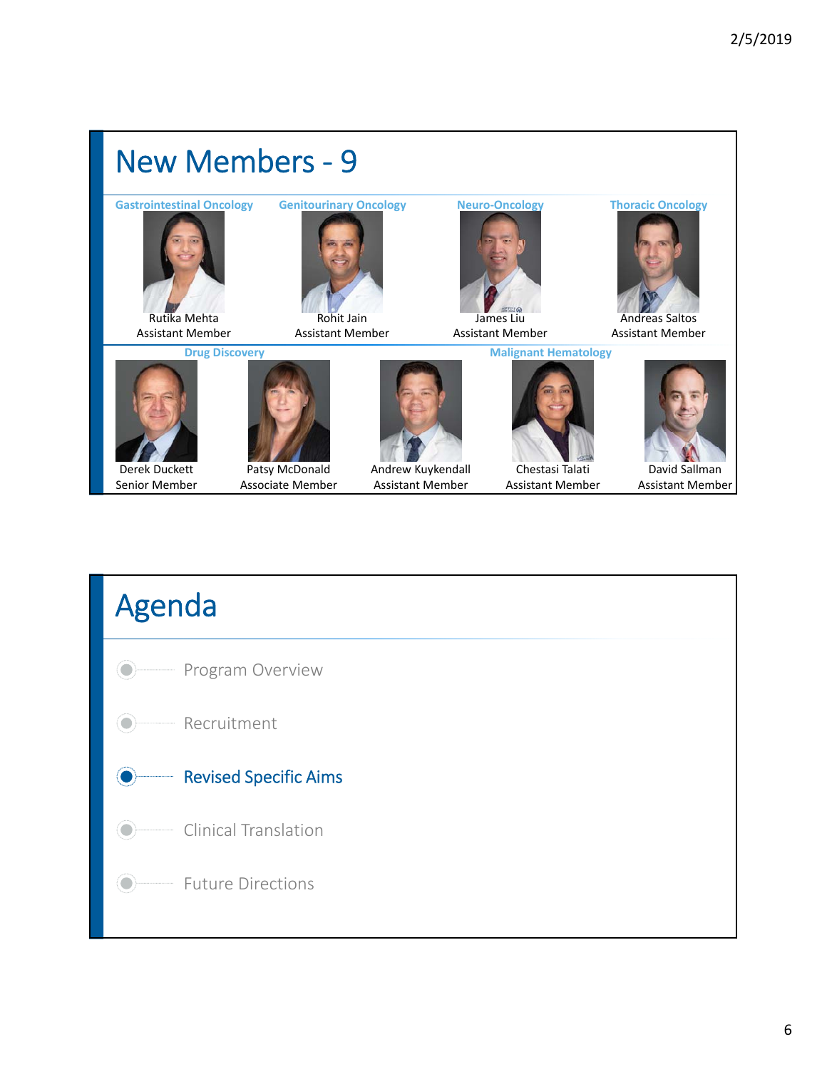# New Members - 9

**Gastrointestinal Oncology**
Rutika Mehta
Assistant Member

**Genitourinary Oncology**
Rohit Jain
Assistant Member

**Neuro-Oncology**
James Liu
Assistant Member

**Thoracic Oncology**
Andreas Saltos
Assistant Member

**Drug Discovery**
Derek Duckett
Senior Member

Patsy McDonald
Associate Member

Andrew Kuykendall
Assistant Member

**Malignant Hematology**
Chestasi Talati
Assistant Member

David Sallman
Assistant Member

# Agenda

- Program Overview
- Recruitment
- **Revised Specific Aims**
- Clinical Translation
- Future Directions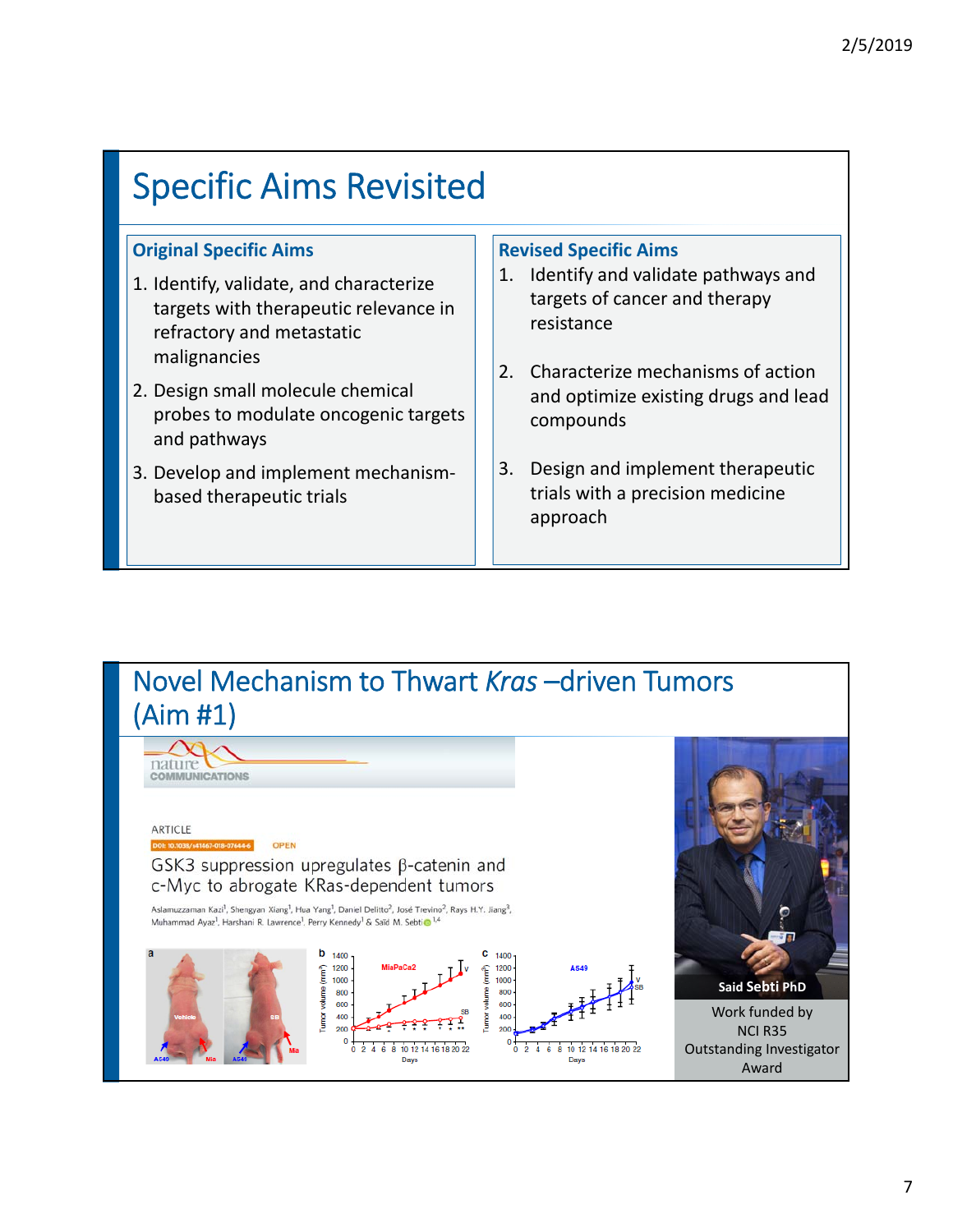## Specific Aims Revisited

### Original Specific Aims

1. Identify, validate, and characterize targets with therapeutic relevance in refractory and metastatic malignancies
2. Design small molecule chemical probes to modulate oncogenic targets and pathways
3. Develop and implement mechanism-based therapeutic trials

### Revised Specific Aims

1. Identify and validate pathways and targets of cancer and therapy resistance
2. Characterize mechanisms of action and optimize existing drugs and lead compounds
3. Design and implement therapeutic trials with a precision medicine approach

## Novel Mechanism to Thwart *Kras* –driven Tumors (Aim #1)

nature COMMUNICATIONS

ARTICLE

DOI: 10.1038/s41467-018-07644-6 OPEN

GSK3 suppression upregulates β-catenin and c-Myc to abrogate KRas-dependent tumors

Aslamuzzaman Kazi[1], Shengyan Xiang[1], Hua Yang[1], Daniel Delitto[2], José Trevino[2], Rays H.Y. Jiang[3], Muhammad Ayaz[1], Harshani R. Lawrence[1], Perry Kennedy[1] & Saïd M. Sebti[1,4]

Said Sebti PhD

Work funded by NCI R35 Outstanding Investigator Award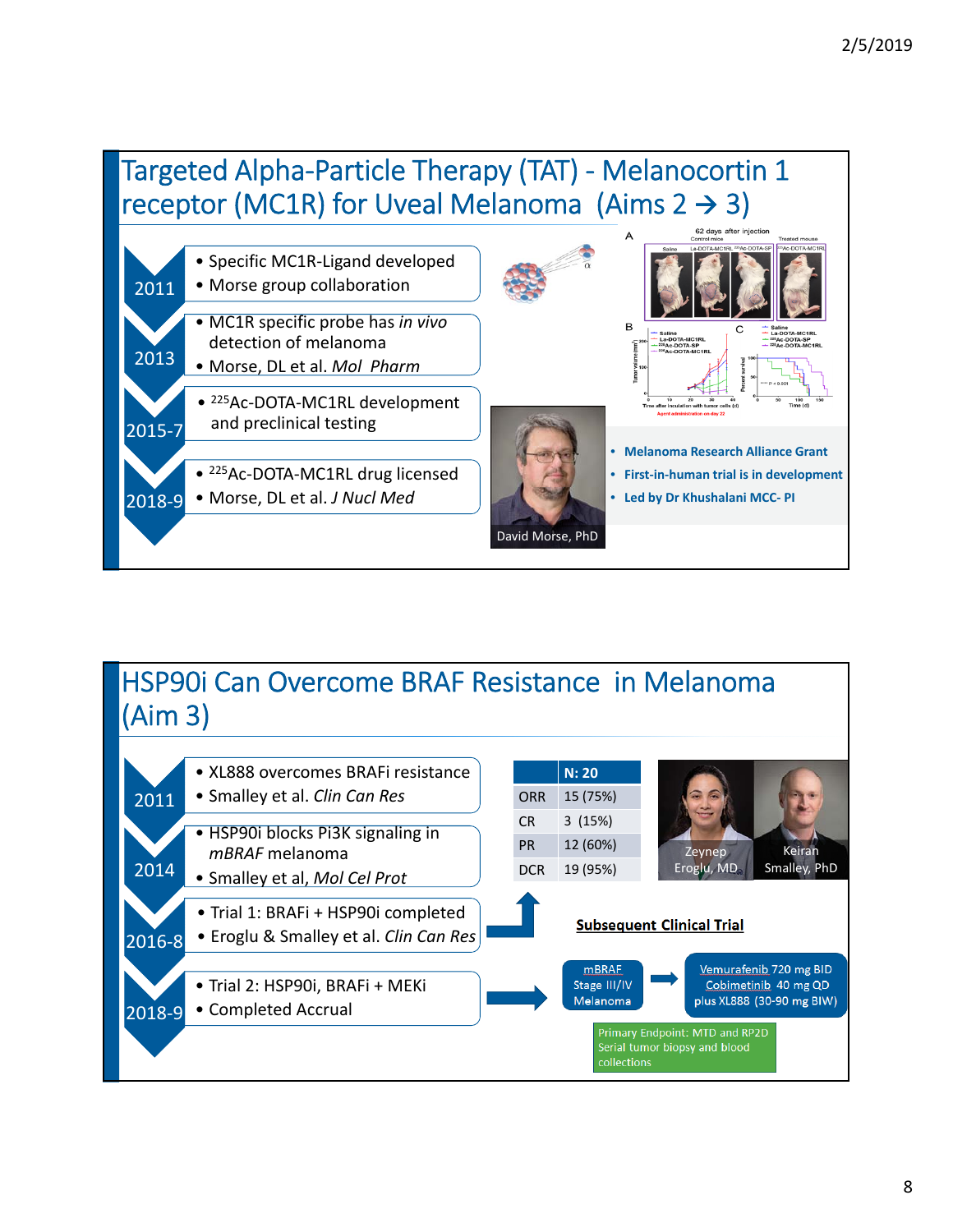## Targeted Alpha-Particle Therapy (TAT) - Melanocortin 1 receptor (MC1R) for Uveal Melanoma (Aims 2 → 3)

**2011**
- Specific MC1R-Ligand developed
- Morse group collaboration

**2013**
- MC1R specific probe has *in vivo* detection of melanoma
- Morse, DL et al. *Mol Pharm*

**2015-7**
- $^{225}$Ac-DOTA-MC1RL development and preclinical testing

**2018-9**
- $^{225}$Ac-DOTA-MC1RL drug licensed
- Morse, DL et al. *J Nucl Med*

David Morse, PhD

- **Melanoma Research Alliance Grant**
- **First-in-human trial is in development**
- **Led by Dr Khushalani MCC- PI**

## HSP90i Can Overcome BRAF Resistance in Melanoma (Aim 3)

**2011**
- XL888 overcomes BRAFi resistance
- Smalley et al. *Clin Can Res*

**2014**
- HSP90i blocks Pi3K signaling in *mBRAF* melanoma
- Smalley et al, *Mol Cel Prot*

**2016-8**
- Trial 1: BRAFi + HSP90i completed
- Eroglu & Smalley et al. *Clin Can Res*

**2018-9**
- Trial 2: HSP90i, BRAFi + MEKi
- Completed Accrual

| | N: 20 |
|---|---|
| ORR | 15 (75%) |
| CR | 3 (15%) |
| PR | 12 (60%) |
| DCR | 19 (95%) |

Zeynep Eroglu, MD — Keiran Smalley, PhD

**Subsequent Clinical Trial**

mBRAF Stage III/IV Melanoma → Vemurafenib 720 mg BID, Cobimetinib 40 mg QD plus XL888 (30-90 mg BIW)

Primary Endpoint: MTD and RP2D
Serial tumor biopsy and blood collections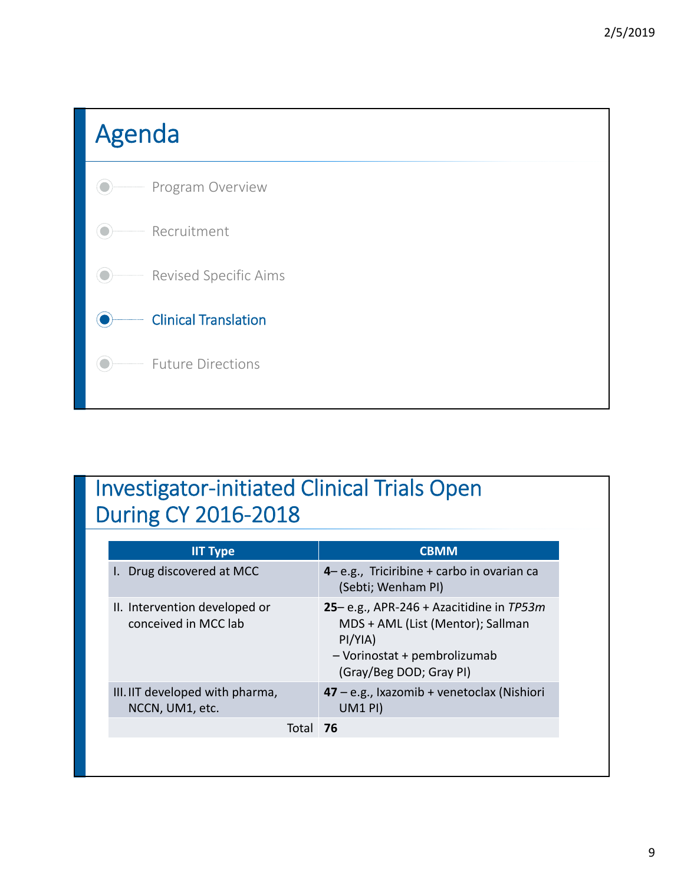# Agenda

- Program Overview
- Recruitment
- Revised Specific Aims
- **Clinical Translation**
- Future Directions

# Investigator-initiated Clinical Trials Open During CY 2016-2018

| IIT Type | CBMM |
|---|---|
| I. Drug discovered at MCC | **4**– e.g., Triciribine + carbo in ovarian ca (Sebti; Wenham PI) |
| II. Intervention developed or conceived in MCC lab | **25**– e.g., APR-246 + Azacitidine in *TP53m* MDS + AML (List (Mentor); Sallman PI/YIA)<br>– Vorinostat + pembrolizumab (Gray/Beg DOD; Gray PI) |
| III. IIT developed with pharma, NCCN, UM1, etc. | **47** – e.g., Ixazomib + venetoclax (Nishiori UM1 PI) |
| Total | **76** |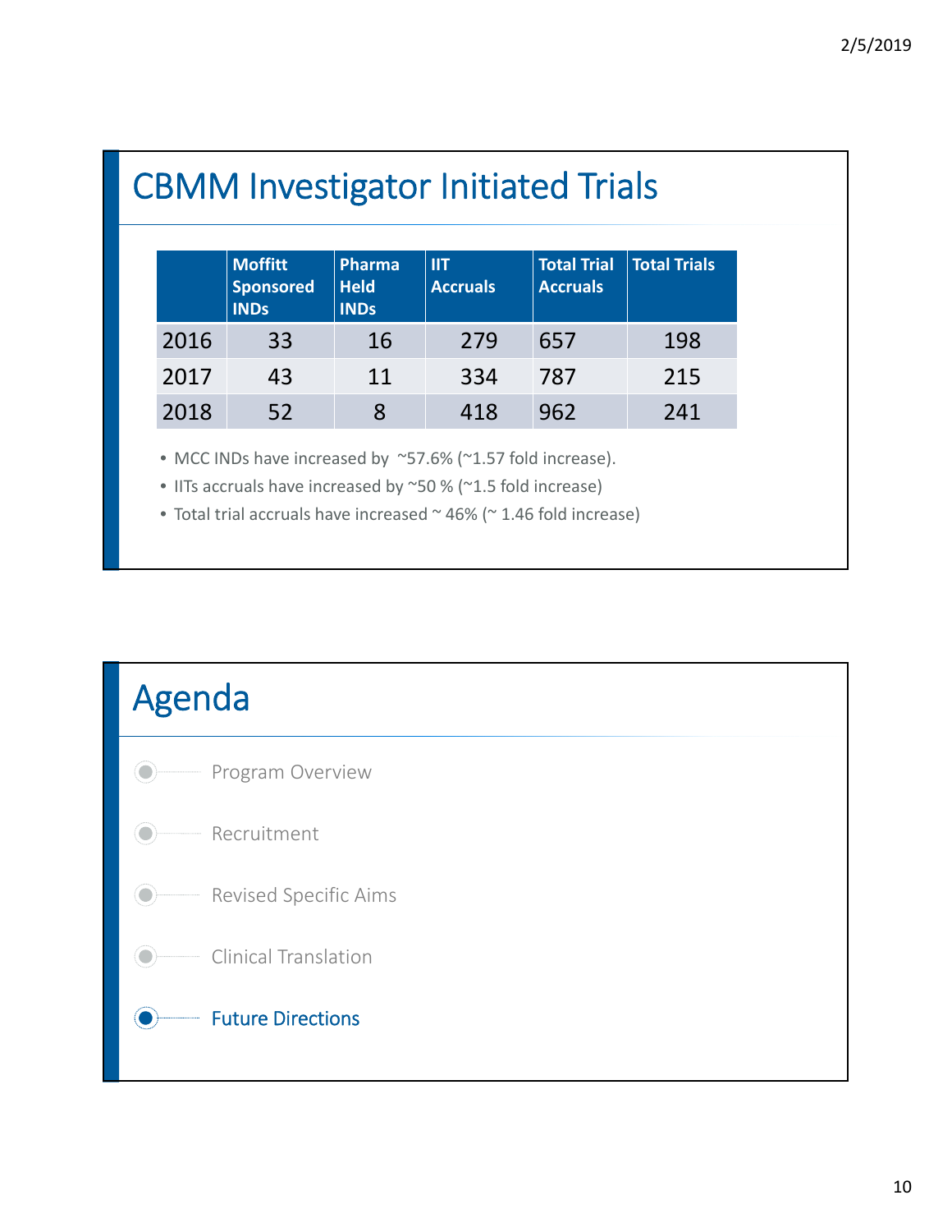## CBMM Investigator Initiated Trials

| | Moffitt Sponsored INDs | Pharma Held INDs | IIT Accruals | Total Trial Accruals | Total Trials |
|---|---|---|---|---|---|
| 2016 | 33 | 16 | 279 | 657 | 198 |
| 2017 | 43 | 11 | 334 | 787 | 215 |
| 2018 | 52 | 8 | 418 | 962 | 241 |

- MCC INDs have increased by ~57.6% (~1.57 fold increase).
- IITs accruals have increased by ~50 % (~1.5 fold increase)
- Total trial accruals have increased ~ 46% (~ 1.46 fold increase)

## Agenda

- Program Overview
- Recruitment
- Revised Specific Aims
- Clinical Translation
- **Future Directions**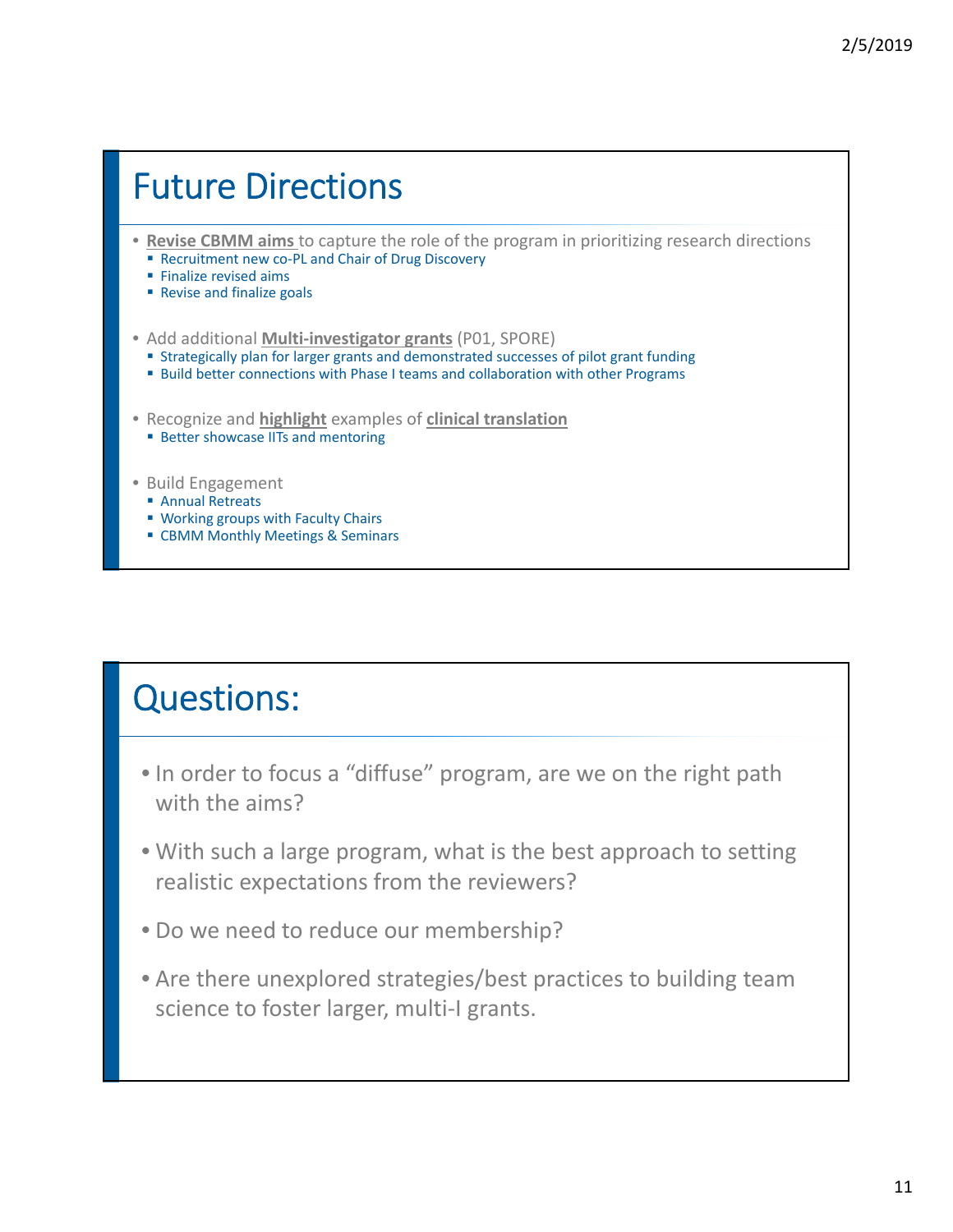## Future Directions

- **Revise CBMM aims** to capture the role of the program in prioritizing research directions
  - Recruitment new co-PL and Chair of Drug Discovery
  - Finalize revised aims
  - Revise and finalize goals
- Add additional **Multi-investigator grants** (P01, SPORE)
  - Strategically plan for larger grants and demonstrated successes of pilot grant funding
  - Build better connections with Phase I teams and collaboration with other Programs
- Recognize and **highlight** examples of **clinical translation**
  - Better showcase IITs and mentoring
- Build Engagement
  - Annual Retreats
  - Working groups with Faculty Chairs
  - CBMM Monthly Meetings & Seminars

## Questions:

- In order to focus a "diffuse" program, are we on the right path with the aims?
- With such a large program, what is the best approach to setting realistic expectations from the reviewers?
- Do we need to reduce our membership?
- Are there unexplored strategies/best practices to building team science to foster larger, multi-I grants.